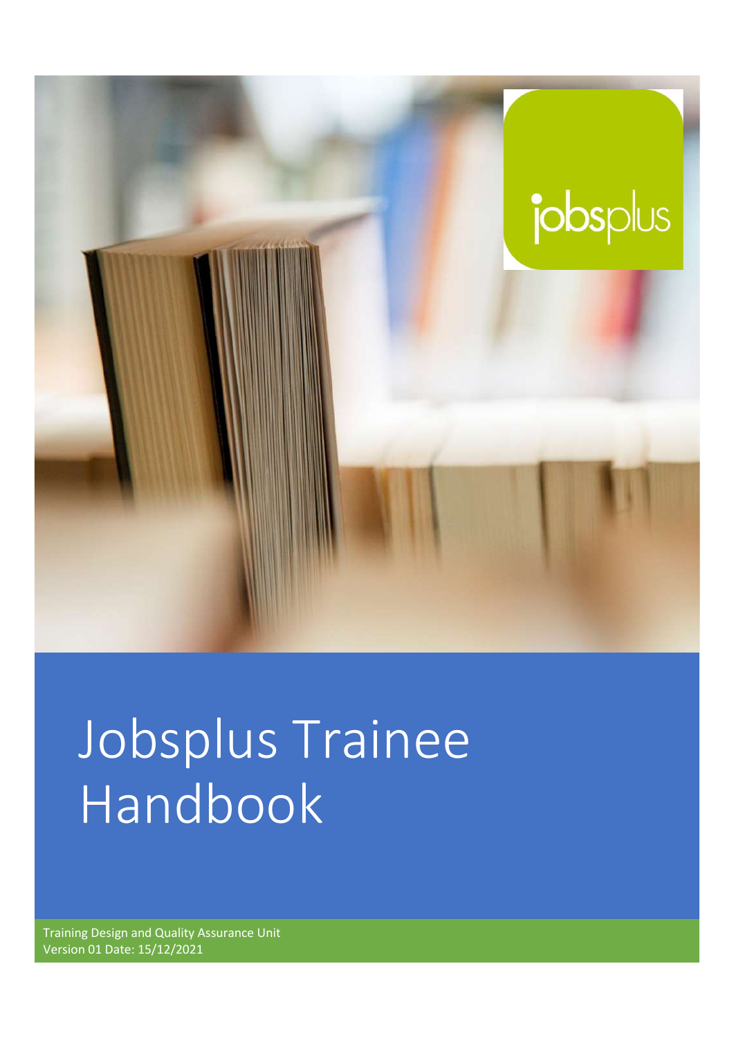jobsplus

# Jobsplus Trainee Handbook

Training Design and Quality Assurance Unit
Version 01 Date: 15/12/2021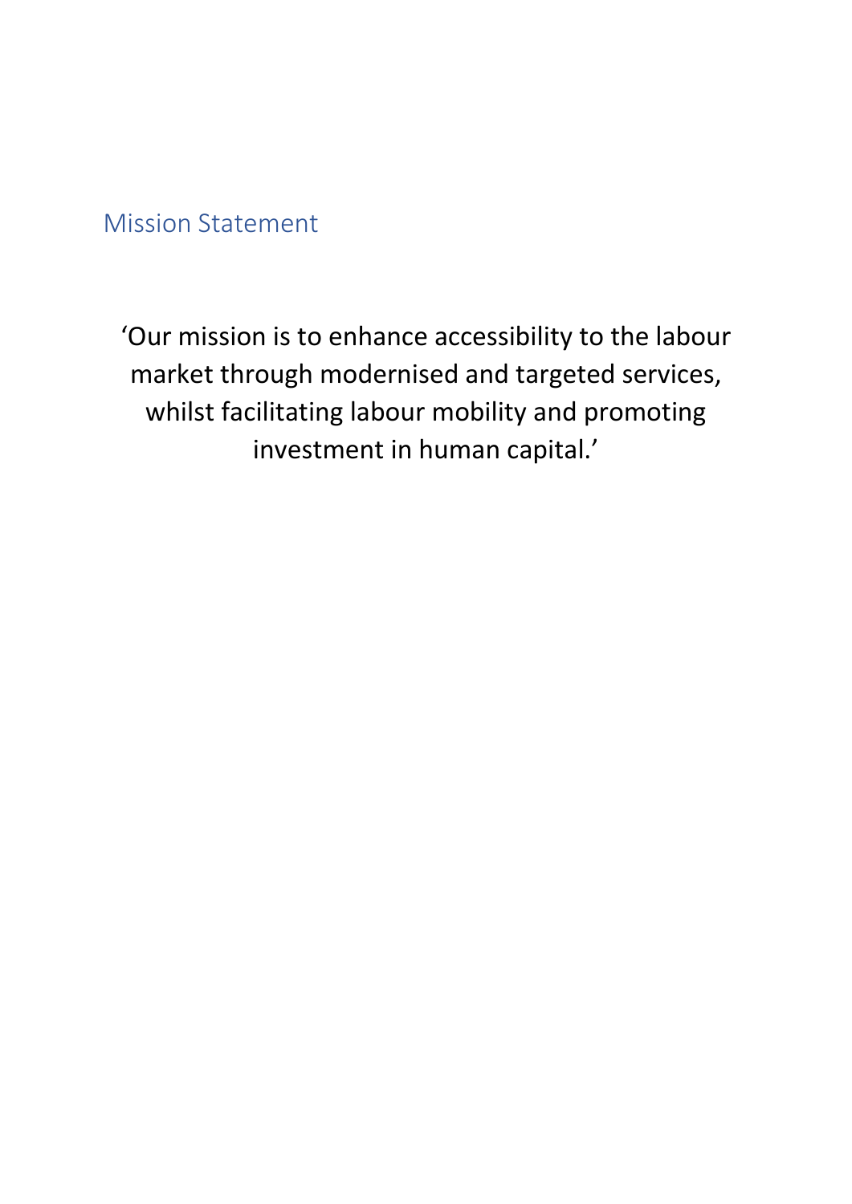## Mission Statement

‘Our mission is to enhance accessibility to the labour market through modernised and targeted services, whilst facilitating labour mobility and promoting investment in human capital.’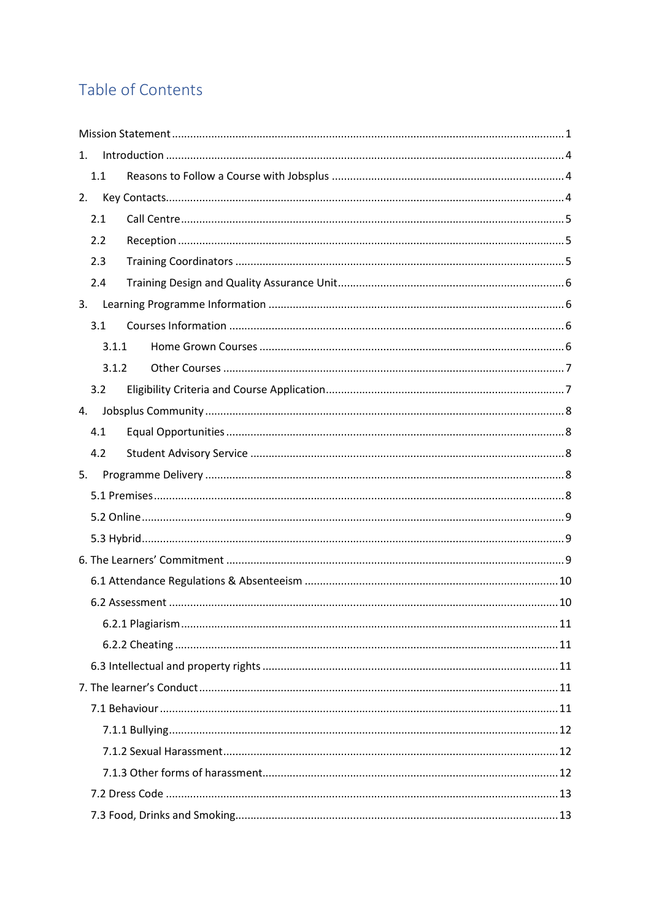# Table of Contents

Mission Statement ........................................................................................................ 1

1. Introduction ............................................................................................................ 4
   - 1.1 Reasons to Follow a Course with Jobsplus .......................................................... 4
2. Key Contacts ............................................................................................................ 4
   - 2.1 Call Centre ...................................................................................................... 5
   - 2.2 Reception ........................................................................................................ 5
   - 2.3 Training Coordinators ..................................................................................... 5
   - 2.4 Training Design and Quality Assurance Unit ...................................................... 6
3. Learning Programme Information ............................................................................ 6
   - 3.1 Courses Information ....................................................................................... 6
     - 3.1.1 Home Grown Courses .............................................................................. 6
     - 3.1.2 Other Courses ......................................................................................... 7
   - 3.2 Eligibility Criteria and Course Application ........................................................ 7
4. Jobsplus Community ............................................................................................... 8
   - 4.1 Equal Opportunities ........................................................................................ 8
   - 4.2 Student Advisory Service ................................................................................ 8
5. Programme Delivery ................................................................................................ 8
   - 5.1 Premises ......................................................................................................... 8
   - 5.2 Online ............................................................................................................ 9
   - 5.3 Hybrid ............................................................................................................ 9

6. The Learners' Commitment ........................................................................................ 9
   - 6.1 Attendance Regulations & Absenteeism .......................................................... 10
   - 6.2 Assessment .................................................................................................... 10
     - 6.2.1 Plagiarism ................................................................................................ 11
     - 6.2.2 Cheating .................................................................................................. 11
   - 6.3 Intellectual and property rights ...................................................................... 11

7. The learner's Conduct ............................................................................................. 11
   - 7.1 Behaviour ....................................................................................................... 11
     - 7.1.1 Bullying ................................................................................................... 12
     - 7.1.2 Sexual Harassment .................................................................................. 12
     - 7.1.3 Other forms of harassment ....................................................................... 12
   - 7.2 Dress Code ..................................................................................................... 13
   - 7.3 Food, Drinks and Smoking ................................................................................ 13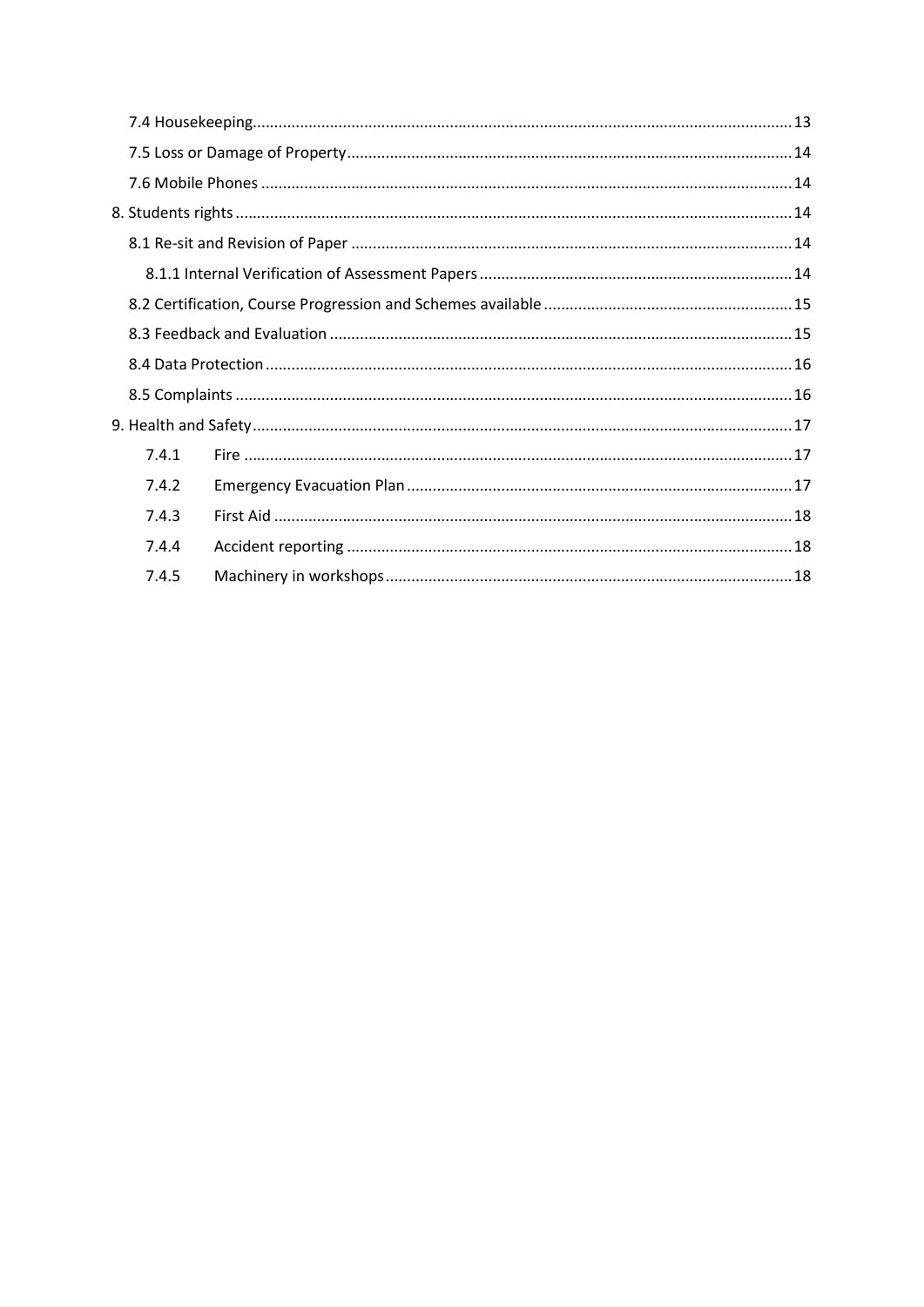7.4 Housekeeping ........ 13

7.5 Loss or Damage of Property ........ 14

7.6 Mobile Phones ........ 14

8. Students rights ........ 14

8.1 Re-sit and Revision of Paper ........ 14

8.1.1 Internal Verification of Assessment Papers ........ 14

8.2 Certification, Course Progression and Schemes available ........ 15

8.3 Feedback and Evaluation ........ 15

8.4 Data Protection ........ 16

8.5 Complaints ........ 16

9. Health and Safety ........ 17

7.4.1 Fire ........ 17

7.4.2 Emergency Evacuation Plan ........ 17

7.4.3 First Aid ........ 18

7.4.4 Accident reporting ........ 18

7.4.5 Machinery in workshops ........ 18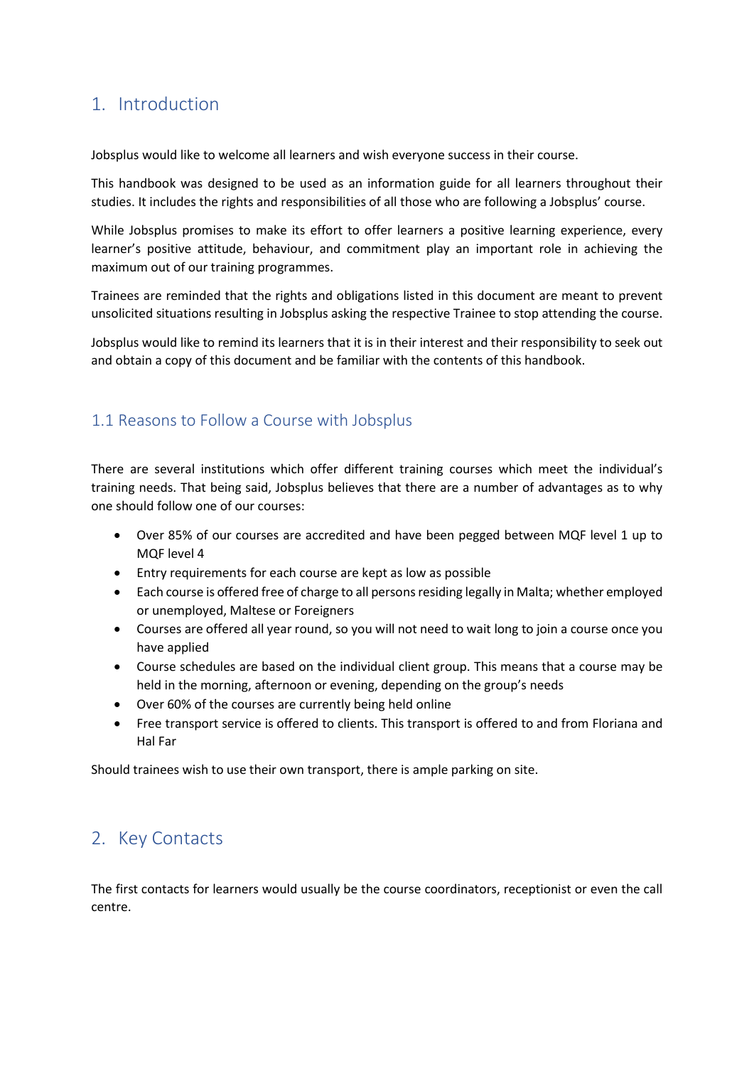# 1. Introduction

Jobsplus would like to welcome all learners and wish everyone success in their course.

This handbook was designed to be used as an information guide for all learners throughout their studies. It includes the rights and responsibilities of all those who are following a Jobsplus' course.

While Jobsplus promises to make its effort to offer learners a positive learning experience, every learner's positive attitude, behaviour, and commitment play an important role in achieving the maximum out of our training programmes.

Trainees are reminded that the rights and obligations listed in this document are meant to prevent unsolicited situations resulting in Jobsplus asking the respective Trainee to stop attending the course.

Jobsplus would like to remind its learners that it is in their interest and their responsibility to seek out and obtain a copy of this document and be familiar with the contents of this handbook.

## 1.1 Reasons to Follow a Course with Jobsplus

There are several institutions which offer different training courses which meet the individual's training needs. That being said, Jobsplus believes that there are a number of advantages as to why one should follow one of our courses:

- Over 85% of our courses are accredited and have been pegged between MQF level 1 up to MQF level 4
- Entry requirements for each course are kept as low as possible
- Each course is offered free of charge to all persons residing legally in Malta; whether employed or unemployed, Maltese or Foreigners
- Courses are offered all year round, so you will not need to wait long to join a course once you have applied
- Course schedules are based on the individual client group. This means that a course may be held in the morning, afternoon or evening, depending on the group's needs
- Over 60% of the courses are currently being held online
- Free transport service is offered to clients. This transport is offered to and from Floriana and Hal Far

Should trainees wish to use their own transport, there is ample parking on site.

# 2. Key Contacts

The first contacts for learners would usually be the course coordinators, receptionist or even the call centre.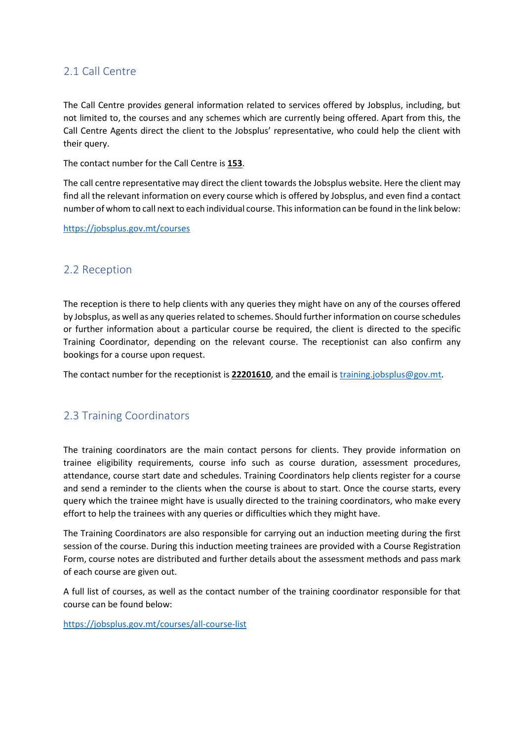## 2.1 Call Centre

The Call Centre provides general information related to services offered by Jobsplus, including, but not limited to, the courses and any schemes which are currently being offered. Apart from this, the Call Centre Agents direct the client to the Jobsplus' representative, who could help the client with their query.

The contact number for the Call Centre is **153**.

The call centre representative may direct the client towards the Jobsplus website. Here the client may find all the relevant information on every course which is offered by Jobsplus, and even find a contact number of whom to call next to each individual course. This information can be found in the link below:

https://jobsplus.gov.mt/courses

## 2.2 Reception

The reception is there to help clients with any queries they might have on any of the courses offered by Jobsplus, as well as any queries related to schemes. Should further information on course schedules or further information about a particular course be required, the client is directed to the specific Training Coordinator, depending on the relevant course. The receptionist can also confirm any bookings for a course upon request.

The contact number for the receptionist is **22201610**, and the email is training.jobsplus@gov.mt.

## 2.3 Training Coordinators

The training coordinators are the main contact persons for clients. They provide information on trainee eligibility requirements, course info such as course duration, assessment procedures, attendance, course start date and schedules. Training Coordinators help clients register for a course and send a reminder to the clients when the course is about to start. Once the course starts, every query which the trainee might have is usually directed to the training coordinators, who make every effort to help the trainees with any queries or difficulties which they might have.

The Training Coordinators are also responsible for carrying out an induction meeting during the first session of the course. During this induction meeting trainees are provided with a Course Registration Form, course notes are distributed and further details about the assessment methods and pass mark of each course are given out.

A full list of courses, as well as the contact number of the training coordinator responsible for that course can be found below:

https://jobsplus.gov.mt/courses/all-course-list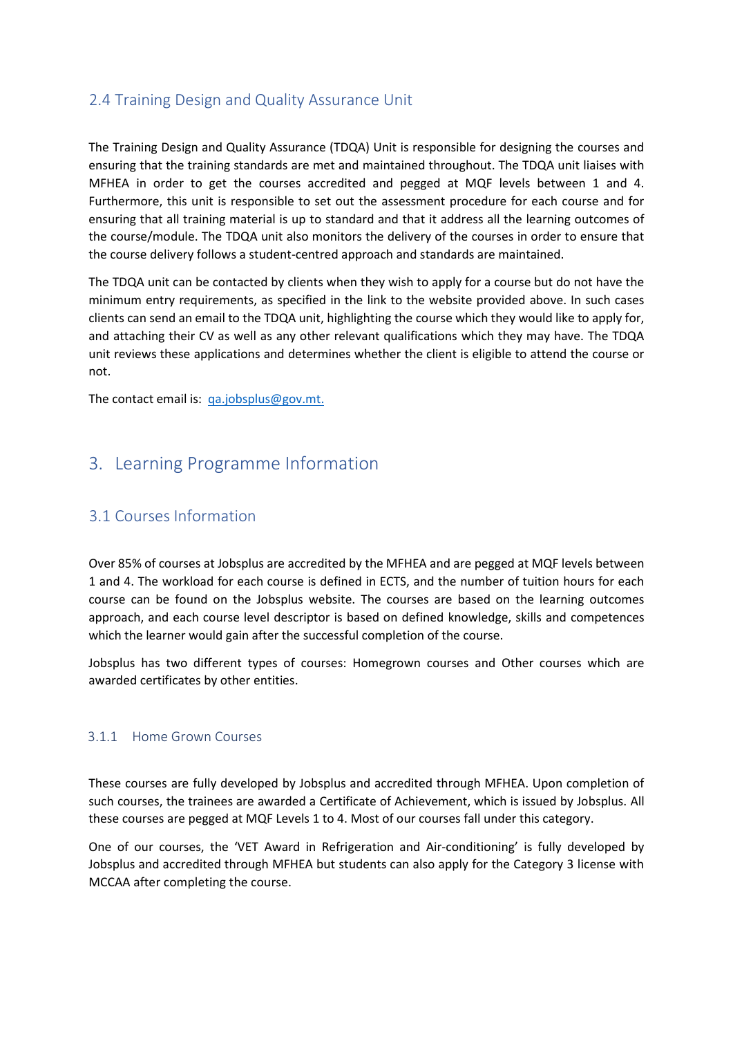### 2.4 Training Design and Quality Assurance Unit

The Training Design and Quality Assurance (TDQA) Unit is responsible for designing the courses and ensuring that the training standards are met and maintained throughout. The TDQA unit liaises with MFHEA in order to get the courses accredited and pegged at MQF levels between 1 and 4. Furthermore, this unit is responsible to set out the assessment procedure for each course and for ensuring that all training material is up to standard and that it address all the learning outcomes of the course/module. The TDQA unit also monitors the delivery of the courses in order to ensure that the course delivery follows a student-centred approach and standards are maintained.

The TDQA unit can be contacted by clients when they wish to apply for a course but do not have the minimum entry requirements, as specified in the link to the website provided above. In such cases clients can send an email to the TDQA unit, highlighting the course which they would like to apply for, and attaching their CV as well as any other relevant qualifications which they may have. The TDQA unit reviews these applications and determines whether the client is eligible to attend the course or not.

The contact email is: qa.jobsplus@gov.mt.

## 3. Learning Programme Information

### 3.1 Courses Information

Over 85% of courses at Jobsplus are accredited by the MFHEA and are pegged at MQF levels between 1 and 4. The workload for each course is defined in ECTS, and the number of tuition hours for each course can be found on the Jobsplus website. The courses are based on the learning outcomes approach, and each course level descriptor is based on defined knowledge, skills and competences which the learner would gain after the successful completion of the course.

Jobsplus has two different types of courses: Homegrown courses and Other courses which are awarded certificates by other entities.

#### 3.1.1 Home Grown Courses

These courses are fully developed by Jobsplus and accredited through MFHEA. Upon completion of such courses, the trainees are awarded a Certificate of Achievement, which is issued by Jobsplus. All these courses are pegged at MQF Levels 1 to 4. Most of our courses fall under this category.

One of our courses, the 'VET Award in Refrigeration and Air-conditioning' is fully developed by Jobsplus and accredited through MFHEA but students can also apply for the Category 3 license with MCCAA after completing the course.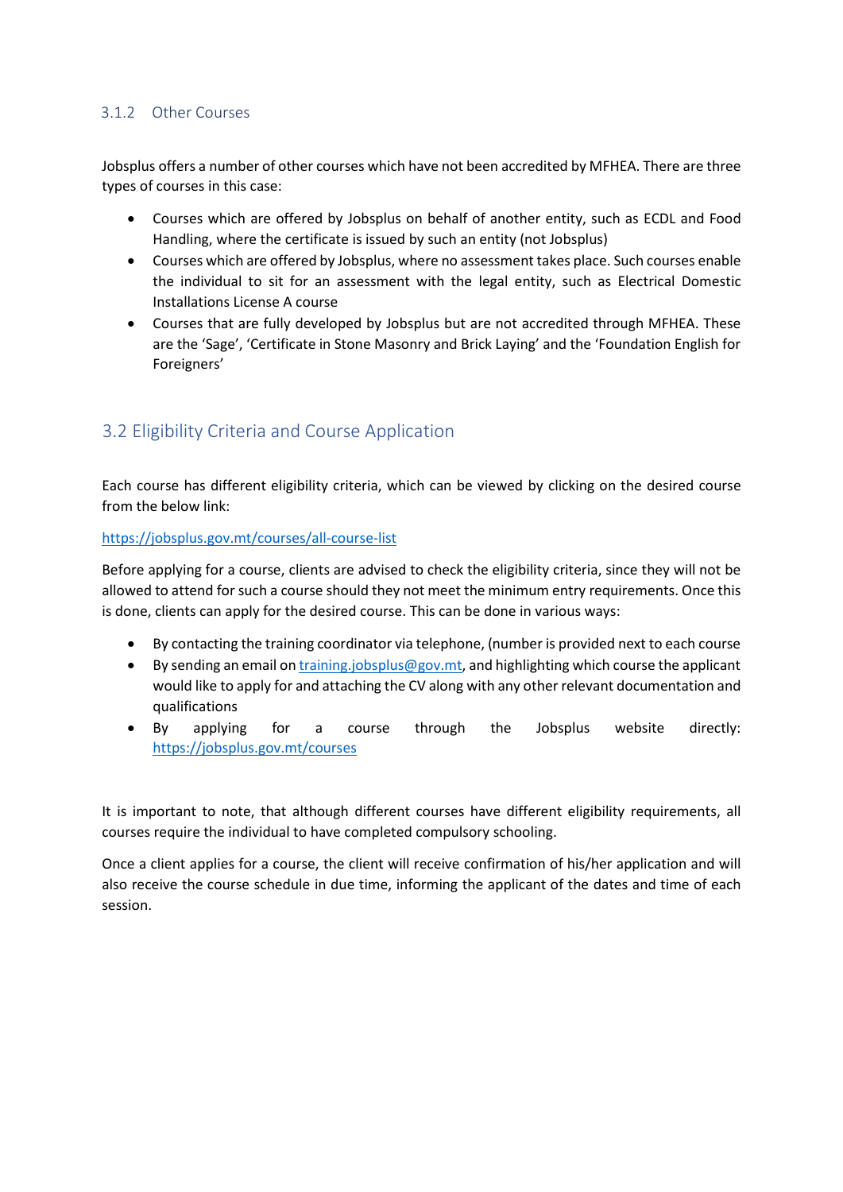### 3.1.2 Other Courses

Jobsplus offers a number of other courses which have not been accredited by MFHEA. There are three types of courses in this case:

- Courses which are offered by Jobsplus on behalf of another entity, such as ECDL and Food Handling, where the certificate is issued by such an entity (not Jobsplus)
- Courses which are offered by Jobsplus, where no assessment takes place. Such courses enable the individual to sit for an assessment with the legal entity, such as Electrical Domestic Installations License A course
- Courses that are fully developed by Jobsplus but are not accredited through MFHEA. These are the 'Sage', 'Certificate in Stone Masonry and Brick Laying' and the 'Foundation English for Foreigners'

## 3.2 Eligibility Criteria and Course Application

Each course has different eligibility criteria, which can be viewed by clicking on the desired course from the below link:

https://jobsplus.gov.mt/courses/all-course-list

Before applying for a course, clients are advised to check the eligibility criteria, since they will not be allowed to attend for such a course should they not meet the minimum entry requirements. Once this is done, clients can apply for the desired course. This can be done in various ways:

- By contacting the training coordinator via telephone, (number is provided next to each course
- By sending an email on training.jobsplus@gov.mt, and highlighting which course the applicant would like to apply for and attaching the CV along with any other relevant documentation and qualifications
- By applying for a course through the Jobsplus website directly: https://jobsplus.gov.mt/courses

It is important to note, that although different courses have different eligibility requirements, all courses require the individual to have completed compulsory schooling.

Once a client applies for a course, the client will receive confirmation of his/her application and will also receive the course schedule in due time, informing the applicant of the dates and time of each session.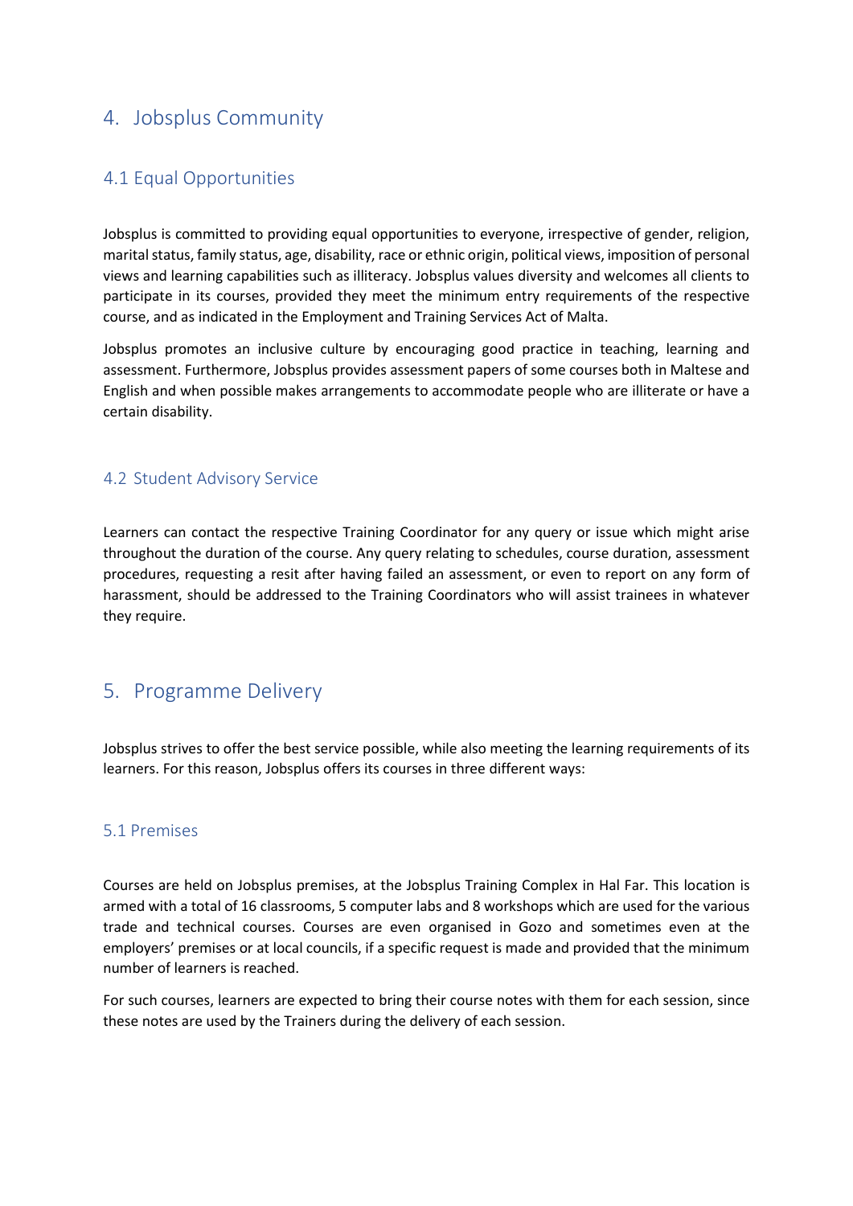# 4. Jobsplus Community

## 4.1 Equal Opportunities

Jobsplus is committed to providing equal opportunities to everyone, irrespective of gender, religion, marital status, family status, age, disability, race or ethnic origin, political views, imposition of personal views and learning capabilities such as illiteracy. Jobsplus values diversity and welcomes all clients to participate in its courses, provided they meet the minimum entry requirements of the respective course, and as indicated in the Employment and Training Services Act of Malta.

Jobsplus promotes an inclusive culture by encouraging good practice in teaching, learning and assessment. Furthermore, Jobsplus provides assessment papers of some courses both in Maltese and English and when possible makes arrangements to accommodate people who are illiterate or have a certain disability.

## 4.2 Student Advisory Service

Learners can contact the respective Training Coordinator for any query or issue which might arise throughout the duration of the course. Any query relating to schedules, course duration, assessment procedures, requesting a resit after having failed an assessment, or even to report on any form of harassment, should be addressed to the Training Coordinators who will assist trainees in whatever they require.

# 5. Programme Delivery

Jobsplus strives to offer the best service possible, while also meeting the learning requirements of its learners. For this reason, Jobsplus offers its courses in three different ways:

## 5.1 Premises

Courses are held on Jobsplus premises, at the Jobsplus Training Complex in Hal Far. This location is armed with a total of 16 classrooms, 5 computer labs and 8 workshops which are used for the various trade and technical courses. Courses are even organised in Gozo and sometimes even at the employers' premises or at local councils, if a specific request is made and provided that the minimum number of learners is reached.

For such courses, learners are expected to bring their course notes with them for each session, since these notes are used by the Trainers during the delivery of each session.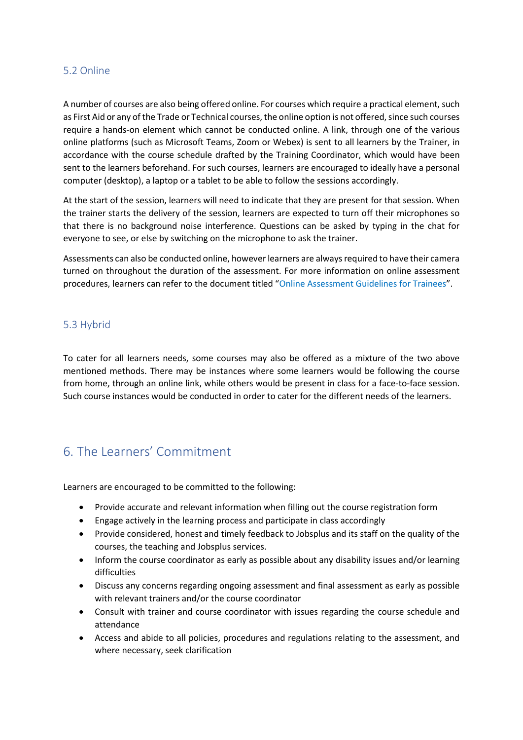### 5.2 Online

A number of courses are also being offered online. For courses which require a practical element, such as First Aid or any of the Trade or Technical courses, the online option is not offered, since such courses require a hands-on element which cannot be conducted online. A link, through one of the various online platforms (such as Microsoft Teams, Zoom or Webex) is sent to all learners by the Trainer, in accordance with the course schedule drafted by the Training Coordinator, which would have been sent to the learners beforehand. For such courses, learners are encouraged to ideally have a personal computer (desktop), a laptop or a tablet to be able to follow the sessions accordingly.

At the start of the session, learners will need to indicate that they are present for that session. When the trainer starts the delivery of the session, learners are expected to turn off their microphones so that there is no background noise interference. Questions can be asked by typing in the chat for everyone to see, or else by switching on the microphone to ask the trainer.

Assessments can also be conducted online, however learners are always required to have their camera turned on throughout the duration of the assessment. For more information on online assessment procedures, learners can refer to the document titled "Online Assessment Guidelines for Trainees".

### 5.3 Hybrid

To cater for all learners needs, some courses may also be offered as a mixture of the two above mentioned methods. There may be instances where some learners would be following the course from home, through an online link, while others would be present in class for a face-to-face session. Such course instances would be conducted in order to cater for the different needs of the learners.

## 6. The Learners' Commitment

Learners are encouraged to be committed to the following:

- Provide accurate and relevant information when filling out the course registration form
- Engage actively in the learning process and participate in class accordingly
- Provide considered, honest and timely feedback to Jobsplus and its staff on the quality of the courses, the teaching and Jobsplus services.
- Inform the course coordinator as early as possible about any disability issues and/or learning difficulties
- Discuss any concerns regarding ongoing assessment and final assessment as early as possible with relevant trainers and/or the course coordinator
- Consult with trainer and course coordinator with issues regarding the course schedule and attendance
- Access and abide to all policies, procedures and regulations relating to the assessment, and where necessary, seek clarification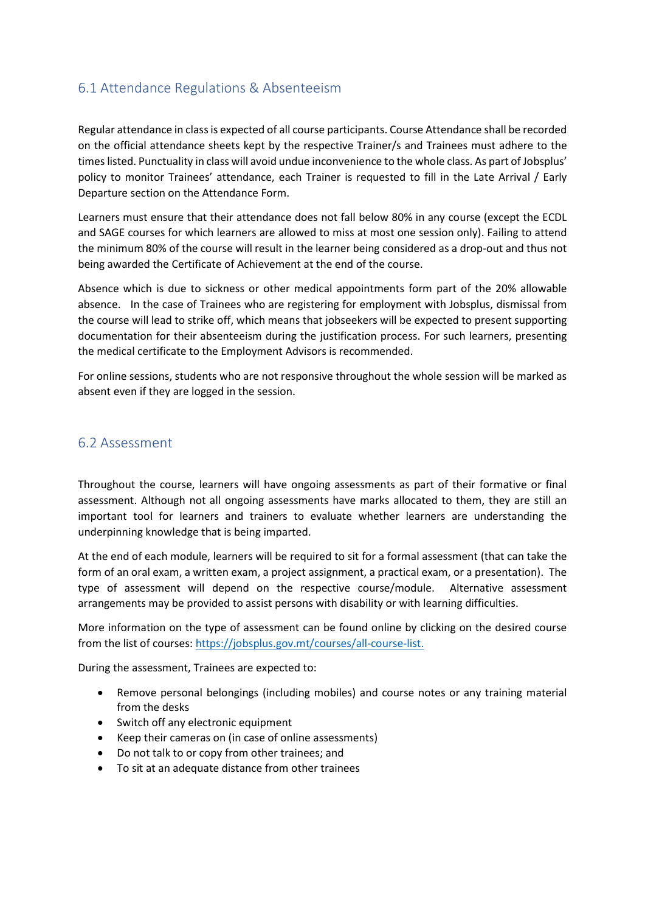## 6.1 Attendance Regulations & Absenteeism

Regular attendance in class is expected of all course participants. Course Attendance shall be recorded on the official attendance sheets kept by the respective Trainer/s and Trainees must adhere to the times listed. Punctuality in class will avoid undue inconvenience to the whole class. As part of Jobsplus' policy to monitor Trainees' attendance, each Trainer is requested to fill in the Late Arrival / Early Departure section on the Attendance Form.

Learners must ensure that their attendance does not fall below 80% in any course (except the ECDL and SAGE courses for which learners are allowed to miss at most one session only). Failing to attend the minimum 80% of the course will result in the learner being considered as a drop-out and thus not being awarded the Certificate of Achievement at the end of the course.

Absence which is due to sickness or other medical appointments form part of the 20% allowable absence. In the case of Trainees who are registering for employment with Jobsplus, dismissal from the course will lead to strike off, which means that jobseekers will be expected to present supporting documentation for their absenteeism during the justification process. For such learners, presenting the medical certificate to the Employment Advisors is recommended.

For online sessions, students who are not responsive throughout the whole session will be marked as absent even if they are logged in the session.

## 6.2 Assessment

Throughout the course, learners will have ongoing assessments as part of their formative or final assessment. Although not all ongoing assessments have marks allocated to them, they are still an important tool for learners and trainers to evaluate whether learners are understanding the underpinning knowledge that is being imparted.

At the end of each module, learners will be required to sit for a formal assessment (that can take the form of an oral exam, a written exam, a project assignment, a practical exam, or a presentation). The type of assessment will depend on the respective course/module. Alternative assessment arrangements may be provided to assist persons with disability or with learning difficulties.

More information on the type of assessment can be found online by clicking on the desired course from the list of courses: https://jobsplus.gov.mt/courses/all-course-list.

During the assessment, Trainees are expected to:

- Remove personal belongings (including mobiles) and course notes or any training material from the desks
- Switch off any electronic equipment
- Keep their cameras on (in case of online assessments)
- Do not talk to or copy from other trainees; and
- To sit at an adequate distance from other trainees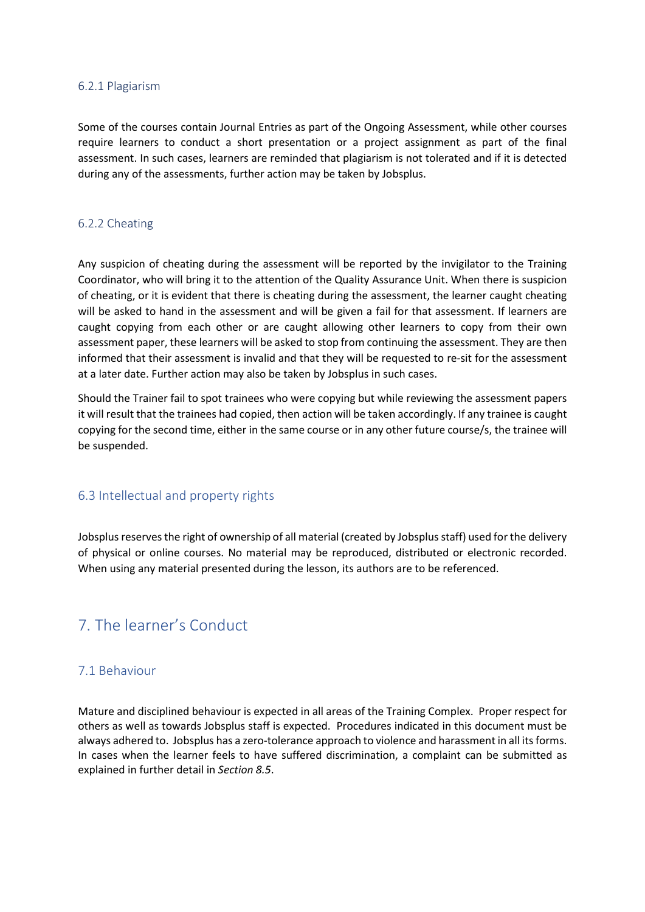#### 6.2.1 Plagiarism

Some of the courses contain Journal Entries as part of the Ongoing Assessment, while other courses require learners to conduct a short presentation or a project assignment as part of the final assessment. In such cases, learners are reminded that plagiarism is not tolerated and if it is detected during any of the assessments, further action may be taken by Jobsplus.

#### 6.2.2 Cheating

Any suspicion of cheating during the assessment will be reported by the invigilator to the Training Coordinator, who will bring it to the attention of the Quality Assurance Unit. When there is suspicion of cheating, or it is evident that there is cheating during the assessment, the learner caught cheating will be asked to hand in the assessment and will be given a fail for that assessment. If learners are caught copying from each other or are caught allowing other learners to copy from their own assessment paper, these learners will be asked to stop from continuing the assessment. They are then informed that their assessment is invalid and that they will be requested to re-sit for the assessment at a later date. Further action may also be taken by Jobsplus in such cases.

Should the Trainer fail to spot trainees who were copying but while reviewing the assessment papers it will result that the trainees had copied, then action will be taken accordingly. If any trainee is caught copying for the second time, either in the same course or in any other future course/s, the trainee will be suspended.

### 6.3 Intellectual and property rights

Jobsplus reserves the right of ownership of all material (created by Jobsplus staff) used for the delivery of physical or online courses. No material may be reproduced, distributed or electronic recorded. When using any material presented during the lesson, its authors are to be referenced.

## 7. The learner's Conduct

### 7.1 Behaviour

Mature and disciplined behaviour is expected in all areas of the Training Complex. Proper respect for others as well as towards Jobsplus staff is expected. Procedures indicated in this document must be always adhered to. Jobsplus has a zero-tolerance approach to violence and harassment in all its forms. In cases when the learner feels to have suffered discrimination, a complaint can be submitted as explained in further detail in *Section 8.5*.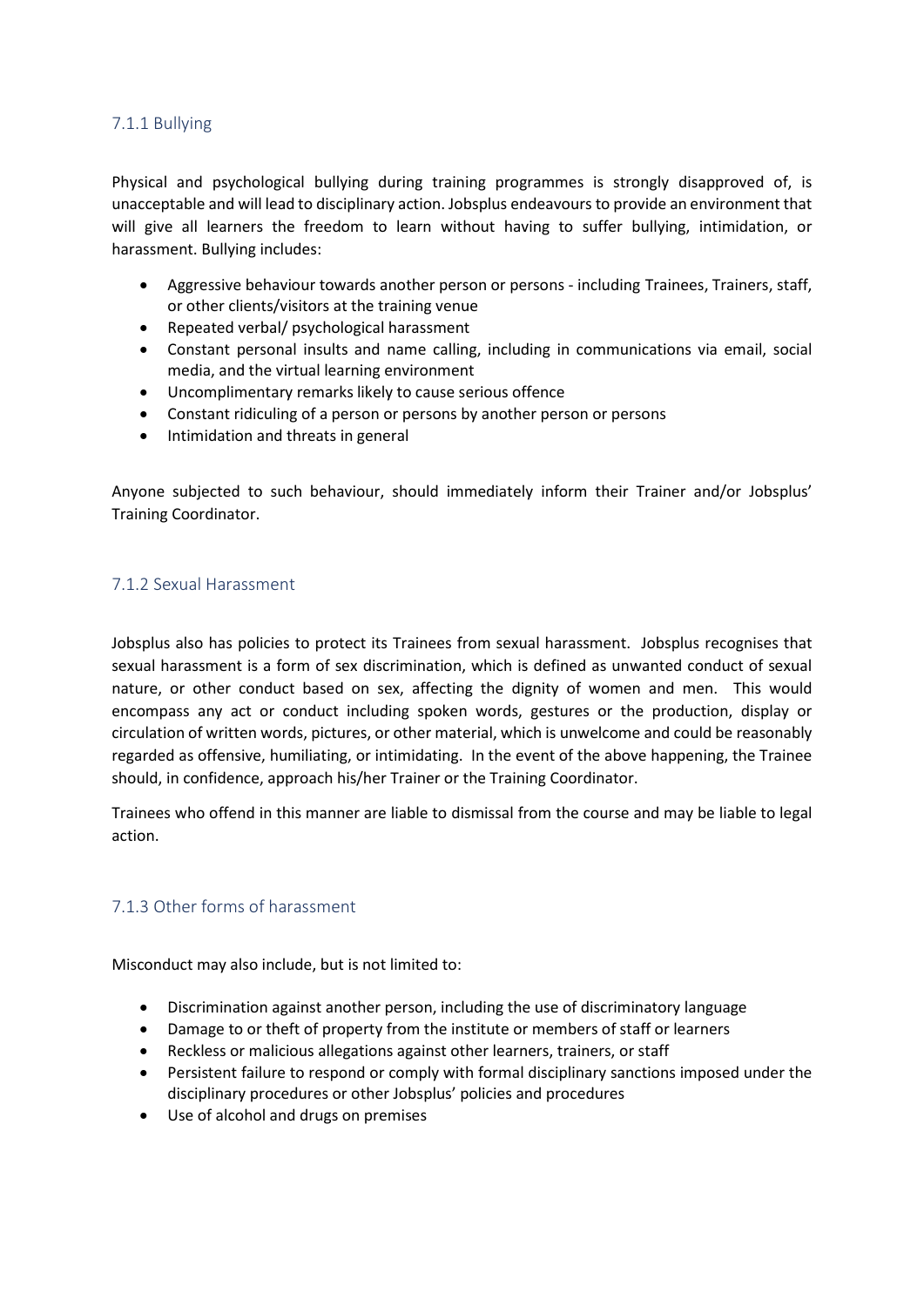### 7.1.1 Bullying

Physical and psychological bullying during training programmes is strongly disapproved of, is unacceptable and will lead to disciplinary action. Jobsplus endeavours to provide an environment that will give all learners the freedom to learn without having to suffer bullying, intimidation, or harassment. Bullying includes:

- Aggressive behaviour towards another person or persons - including Trainees, Trainers, staff, or other clients/visitors at the training venue
- Repeated verbal/ psychological harassment
- Constant personal insults and name calling, including in communications via email, social media, and the virtual learning environment
- Uncomplimentary remarks likely to cause serious offence
- Constant ridiculing of a person or persons by another person or persons
- Intimidation and threats in general

Anyone subjected to such behaviour, should immediately inform their Trainer and/or Jobsplus' Training Coordinator.

### 7.1.2 Sexual Harassment

Jobsplus also has policies to protect its Trainees from sexual harassment. Jobsplus recognises that sexual harassment is a form of sex discrimination, which is defined as unwanted conduct of sexual nature, or other conduct based on sex, affecting the dignity of women and men. This would encompass any act or conduct including spoken words, gestures or the production, display or circulation of written words, pictures, or other material, which is unwelcome and could be reasonably regarded as offensive, humiliating, or intimidating. In the event of the above happening, the Trainee should, in confidence, approach his/her Trainer or the Training Coordinator.

Trainees who offend in this manner are liable to dismissal from the course and may be liable to legal action.

### 7.1.3 Other forms of harassment

Misconduct may also include, but is not limited to:

- Discrimination against another person, including the use of discriminatory language
- Damage to or theft of property from the institute or members of staff or learners
- Reckless or malicious allegations against other learners, trainers, or staff
- Persistent failure to respond or comply with formal disciplinary sanctions imposed under the disciplinary procedures or other Jobsplus' policies and procedures
- Use of alcohol and drugs on premises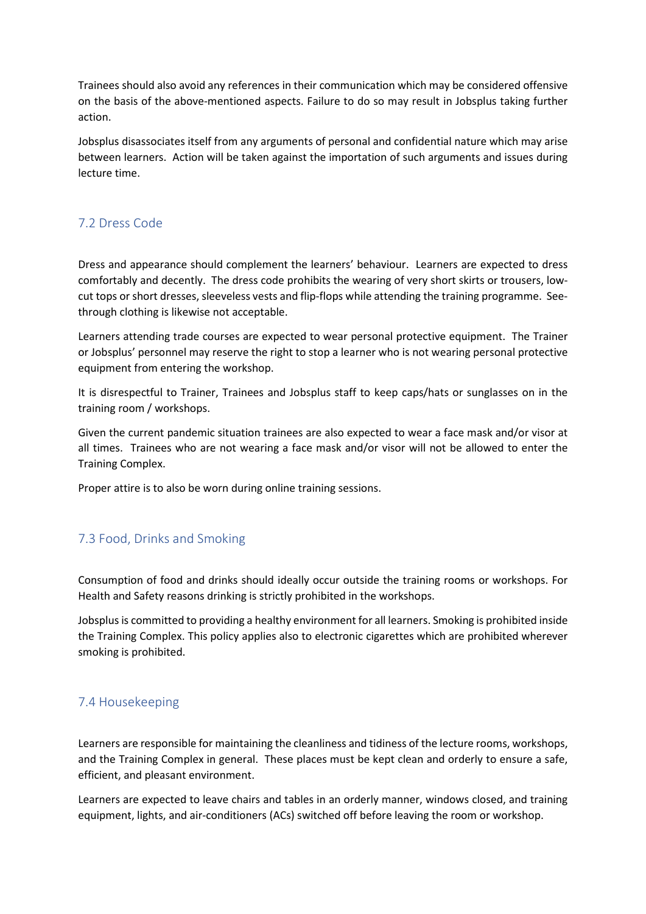Trainees should also avoid any references in their communication which may be considered offensive on the basis of the above-mentioned aspects. Failure to do so may result in Jobsplus taking further action.

Jobsplus disassociates itself from any arguments of personal and confidential nature which may arise between learners. Action will be taken against the importation of such arguments and issues during lecture time.

## 7.2 Dress Code

Dress and appearance should complement the learners' behaviour. Learners are expected to dress comfortably and decently. The dress code prohibits the wearing of very short skirts or trousers, low-cut tops or short dresses, sleeveless vests and flip-flops while attending the training programme. See-through clothing is likewise not acceptable.

Learners attending trade courses are expected to wear personal protective equipment. The Trainer or Jobsplus' personnel may reserve the right to stop a learner who is not wearing personal protective equipment from entering the workshop.

It is disrespectful to Trainer, Trainees and Jobsplus staff to keep caps/hats or sunglasses on in the training room / workshops.

Given the current pandemic situation trainees are also expected to wear a face mask and/or visor at all times. Trainees who are not wearing a face mask and/or visor will not be allowed to enter the Training Complex.

Proper attire is to also be worn during online training sessions.

## 7.3 Food, Drinks and Smoking

Consumption of food and drinks should ideally occur outside the training rooms or workshops. For Health and Safety reasons drinking is strictly prohibited in the workshops.

Jobsplus is committed to providing a healthy environment for all learners. Smoking is prohibited inside the Training Complex. This policy applies also to electronic cigarettes which are prohibited wherever smoking is prohibited.

## 7.4 Housekeeping

Learners are responsible for maintaining the cleanliness and tidiness of the lecture rooms, workshops, and the Training Complex in general. These places must be kept clean and orderly to ensure a safe, efficient, and pleasant environment.

Learners are expected to leave chairs and tables in an orderly manner, windows closed, and training equipment, lights, and air-conditioners (ACs) switched off before leaving the room or workshop.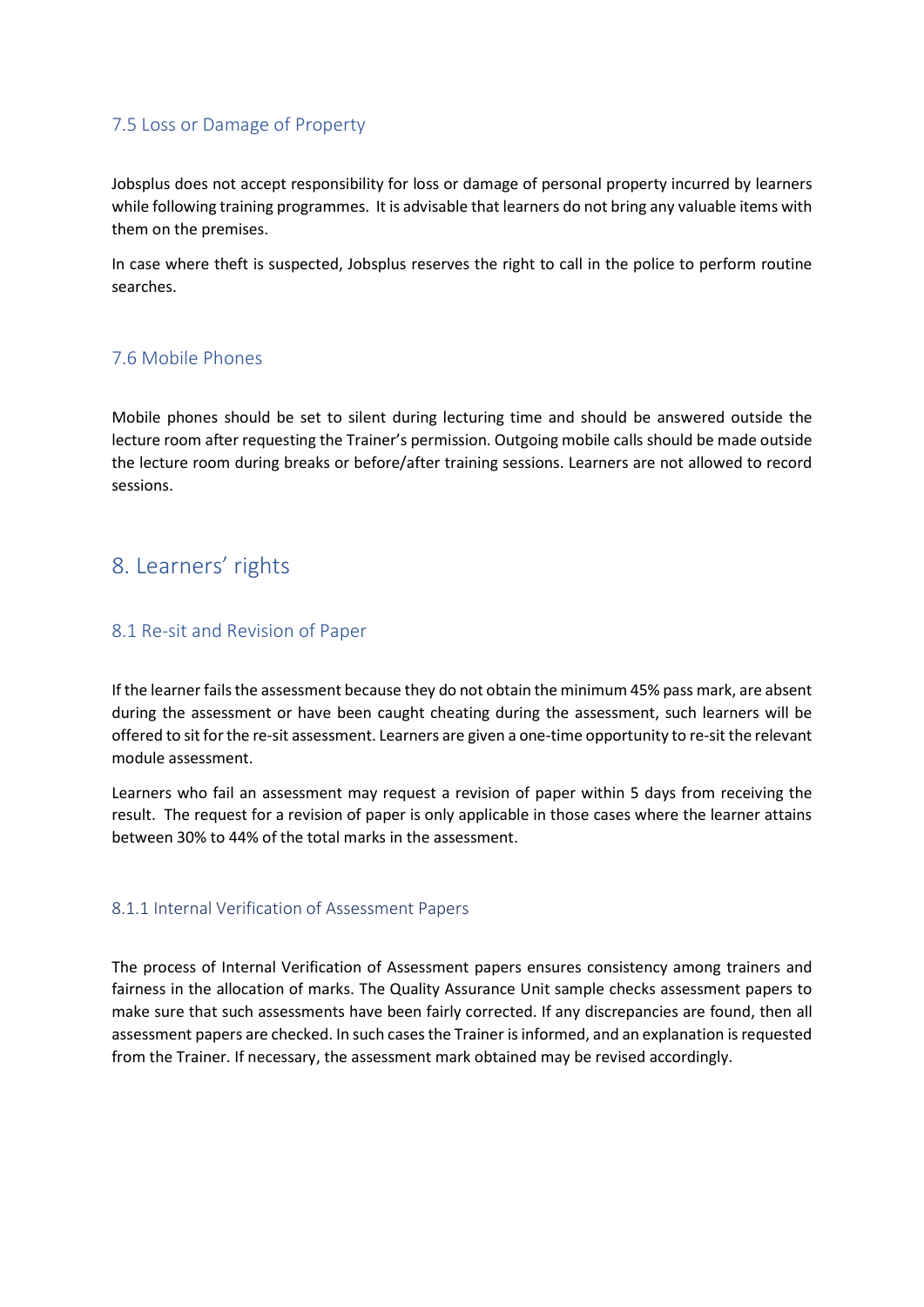### 7.5 Loss or Damage of Property

Jobsplus does not accept responsibility for loss or damage of personal property incurred by learners while following training programmes. It is advisable that learners do not bring any valuable items with them on the premises.

In case where theft is suspected, Jobsplus reserves the right to call in the police to perform routine searches.

### 7.6 Mobile Phones

Mobile phones should be set to silent during lecturing time and should be answered outside the lecture room after requesting the Trainer's permission. Outgoing mobile calls should be made outside the lecture room during breaks or before/after training sessions. Learners are not allowed to record sessions.

## 8. Learners' rights

### 8.1 Re-sit and Revision of Paper

If the learner fails the assessment because they do not obtain the minimum 45% pass mark, are absent during the assessment or have been caught cheating during the assessment, such learners will be offered to sit for the re-sit assessment. Learners are given a one-time opportunity to re-sit the relevant module assessment.

Learners who fail an assessment may request a revision of paper within 5 days from receiving the result. The request for a revision of paper is only applicable in those cases where the learner attains between 30% to 44% of the total marks in the assessment.

#### 8.1.1 Internal Verification of Assessment Papers

The process of Internal Verification of Assessment papers ensures consistency among trainers and fairness in the allocation of marks. The Quality Assurance Unit sample checks assessment papers to make sure that such assessments have been fairly corrected. If any discrepancies are found, then all assessment papers are checked. In such cases the Trainer is informed, and an explanation is requested from the Trainer. If necessary, the assessment mark obtained may be revised accordingly.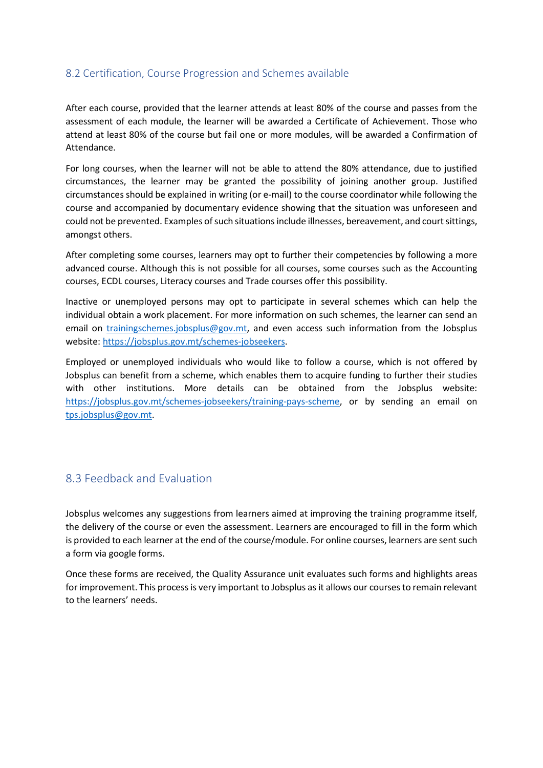## 8.2 Certification, Course Progression and Schemes available

After each course, provided that the learner attends at least 80% of the course and passes from the assessment of each module, the learner will be awarded a Certificate of Achievement. Those who attend at least 80% of the course but fail one or more modules, will be awarded a Confirmation of Attendance.

For long courses, when the learner will not be able to attend the 80% attendance, due to justified circumstances, the learner may be granted the possibility of joining another group. Justified circumstances should be explained in writing (or e-mail) to the course coordinator while following the course and accompanied by documentary evidence showing that the situation was unforeseen and could not be prevented. Examples of such situations include illnesses, bereavement, and court sittings, amongst others.

After completing some courses, learners may opt to further their competencies by following a more advanced course. Although this is not possible for all courses, some courses such as the Accounting courses, ECDL courses, Literacy courses and Trade courses offer this possibility.

Inactive or unemployed persons may opt to participate in several schemes which can help the individual obtain a work placement. For more information on such schemes, the learner can send an email on [trainingschemes.jobsplus@gov.mt](mailto:trainingschemes.jobsplus@gov.mt), and even access such information from the Jobsplus website: [https://jobsplus.gov.mt/schemes-jobseekers](https://jobsplus.gov.mt/schemes-jobseekers).

Employed or unemployed individuals who would like to follow a course, which is not offered by Jobsplus can benefit from a scheme, which enables them to acquire funding to further their studies with other institutions. More details can be obtained from the Jobsplus website: [https://jobsplus.gov.mt/schemes-jobseekers/training-pays-scheme](https://jobsplus.gov.mt/schemes-jobseekers/training-pays-scheme), or by sending an email on [tps.jobsplus@gov.mt](mailto:tps.jobsplus@gov.mt).

## 8.3 Feedback and Evaluation

Jobsplus welcomes any suggestions from learners aimed at improving the training programme itself, the delivery of the course or even the assessment. Learners are encouraged to fill in the form which is provided to each learner at the end of the course/module. For online courses, learners are sent such a form via google forms.

Once these forms are received, the Quality Assurance unit evaluates such forms and highlights areas for improvement. This process is very important to Jobsplus as it allows our courses to remain relevant to the learners' needs.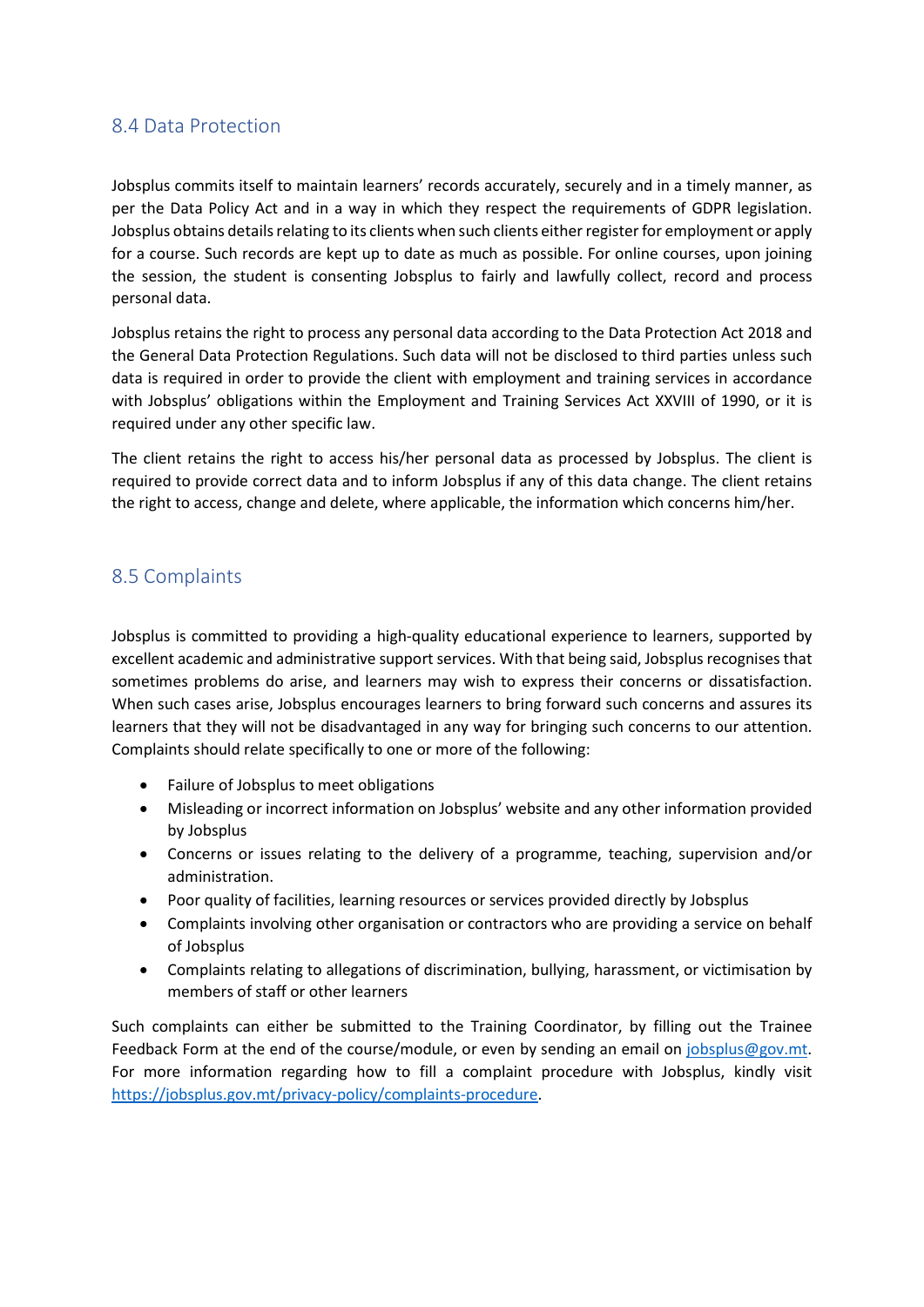## 8.4 Data Protection

Jobsplus commits itself to maintain learners' records accurately, securely and in a timely manner, as per the Data Policy Act and in a way in which they respect the requirements of GDPR legislation. Jobsplus obtains details relating to its clients when such clients either register for employment or apply for a course. Such records are kept up to date as much as possible. For online courses, upon joining the session, the student is consenting Jobsplus to fairly and lawfully collect, record and process personal data.

Jobsplus retains the right to process any personal data according to the Data Protection Act 2018 and the General Data Protection Regulations. Such data will not be disclosed to third parties unless such data is required in order to provide the client with employment and training services in accordance with Jobsplus' obligations within the Employment and Training Services Act XXVIII of 1990, or it is required under any other specific law.

The client retains the right to access his/her personal data as processed by Jobsplus. The client is required to provide correct data and to inform Jobsplus if any of this data change. The client retains the right to access, change and delete, where applicable, the information which concerns him/her.

## 8.5 Complaints

Jobsplus is committed to providing a high-quality educational experience to learners, supported by excellent academic and administrative support services. With that being said, Jobsplus recognises that sometimes problems do arise, and learners may wish to express their concerns or dissatisfaction. When such cases arise, Jobsplus encourages learners to bring forward such concerns and assures its learners that they will not be disadvantaged in any way for bringing such concerns to our attention. Complaints should relate specifically to one or more of the following:

- Failure of Jobsplus to meet obligations
- Misleading or incorrect information on Jobsplus' website and any other information provided by Jobsplus
- Concerns or issues relating to the delivery of a programme, teaching, supervision and/or administration.
- Poor quality of facilities, learning resources or services provided directly by Jobsplus
- Complaints involving other organisation or contractors who are providing a service on behalf of Jobsplus
- Complaints relating to allegations of discrimination, bullying, harassment, or victimisation by members of staff or other learners

Such complaints can either be submitted to the Training Coordinator, by filling out the Trainee Feedback Form at the end of the course/module, or even by sending an email on jobsplus@gov.mt. For more information regarding how to fill a complaint procedure with Jobsplus, kindly visit https://jobsplus.gov.mt/privacy-policy/complaints-procedure.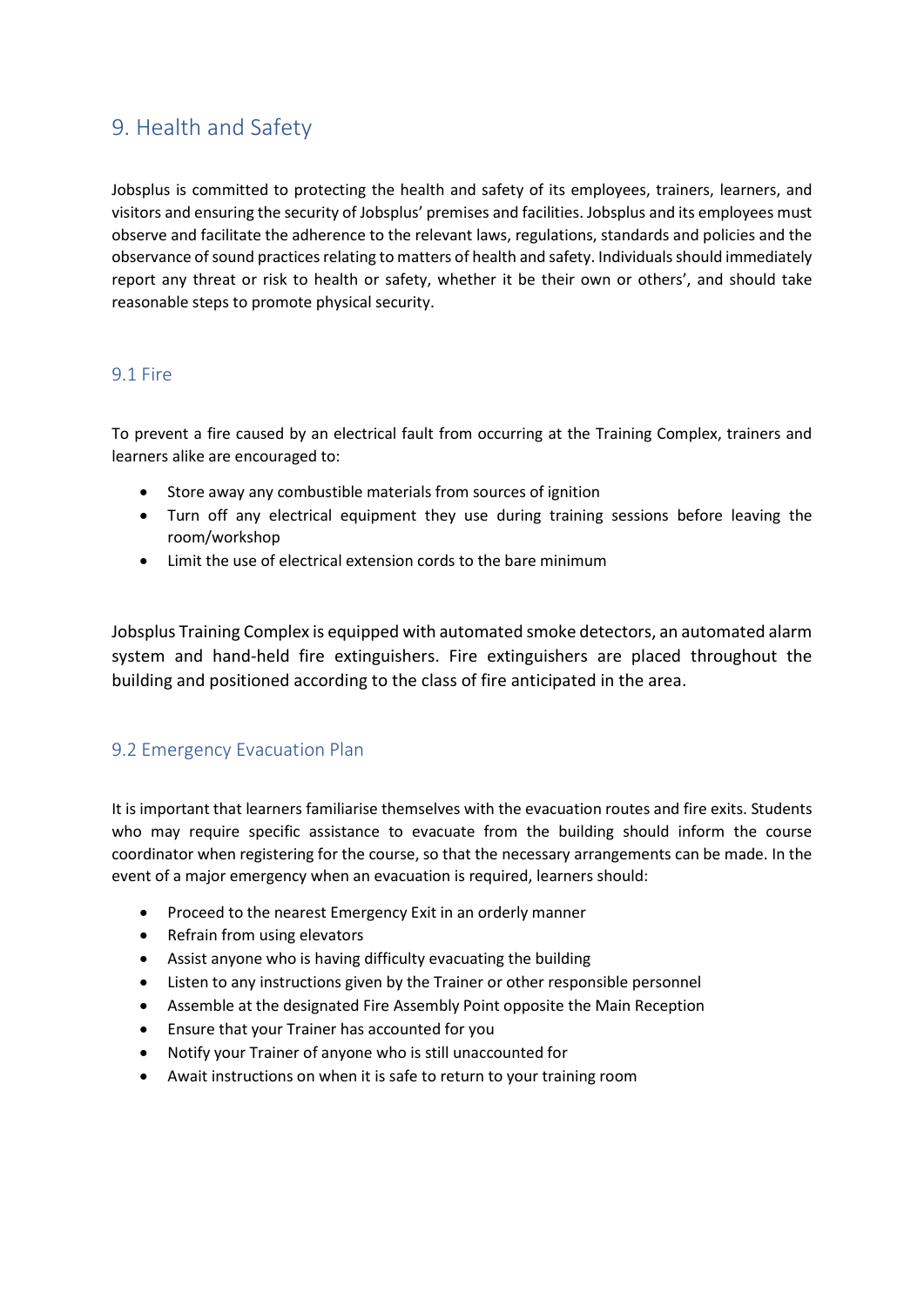## 9. Health and Safety

Jobsplus is committed to protecting the health and safety of its employees, trainers, learners, and visitors and ensuring the security of Jobsplus' premises and facilities. Jobsplus and its employees must observe and facilitate the adherence to the relevant laws, regulations, standards and policies and the observance of sound practices relating to matters of health and safety. Individuals should immediately report any threat or risk to health or safety, whether it be their own or others', and should take reasonable steps to promote physical security.

### 9.1 Fire

To prevent a fire caused by an electrical fault from occurring at the Training Complex, trainers and learners alike are encouraged to:

- Store away any combustible materials from sources of ignition
- Turn off any electrical equipment they use during training sessions before leaving the room/workshop
- Limit the use of electrical extension cords to the bare minimum

Jobsplus Training Complex is equipped with automated smoke detectors, an automated alarm system and hand-held fire extinguishers. Fire extinguishers are placed throughout the building and positioned according to the class of fire anticipated in the area.

### 9.2 Emergency Evacuation Plan

It is important that learners familiarise themselves with the evacuation routes and fire exits. Students who may require specific assistance to evacuate from the building should inform the course coordinator when registering for the course, so that the necessary arrangements can be made. In the event of a major emergency when an evacuation is required, learners should:

- Proceed to the nearest Emergency Exit in an orderly manner
- Refrain from using elevators
- Assist anyone who is having difficulty evacuating the building
- Listen to any instructions given by the Trainer or other responsible personnel
- Assemble at the designated Fire Assembly Point opposite the Main Reception
- Ensure that your Trainer has accounted for you
- Notify your Trainer of anyone who is still unaccounted for
- Await instructions on when it is safe to return to your training room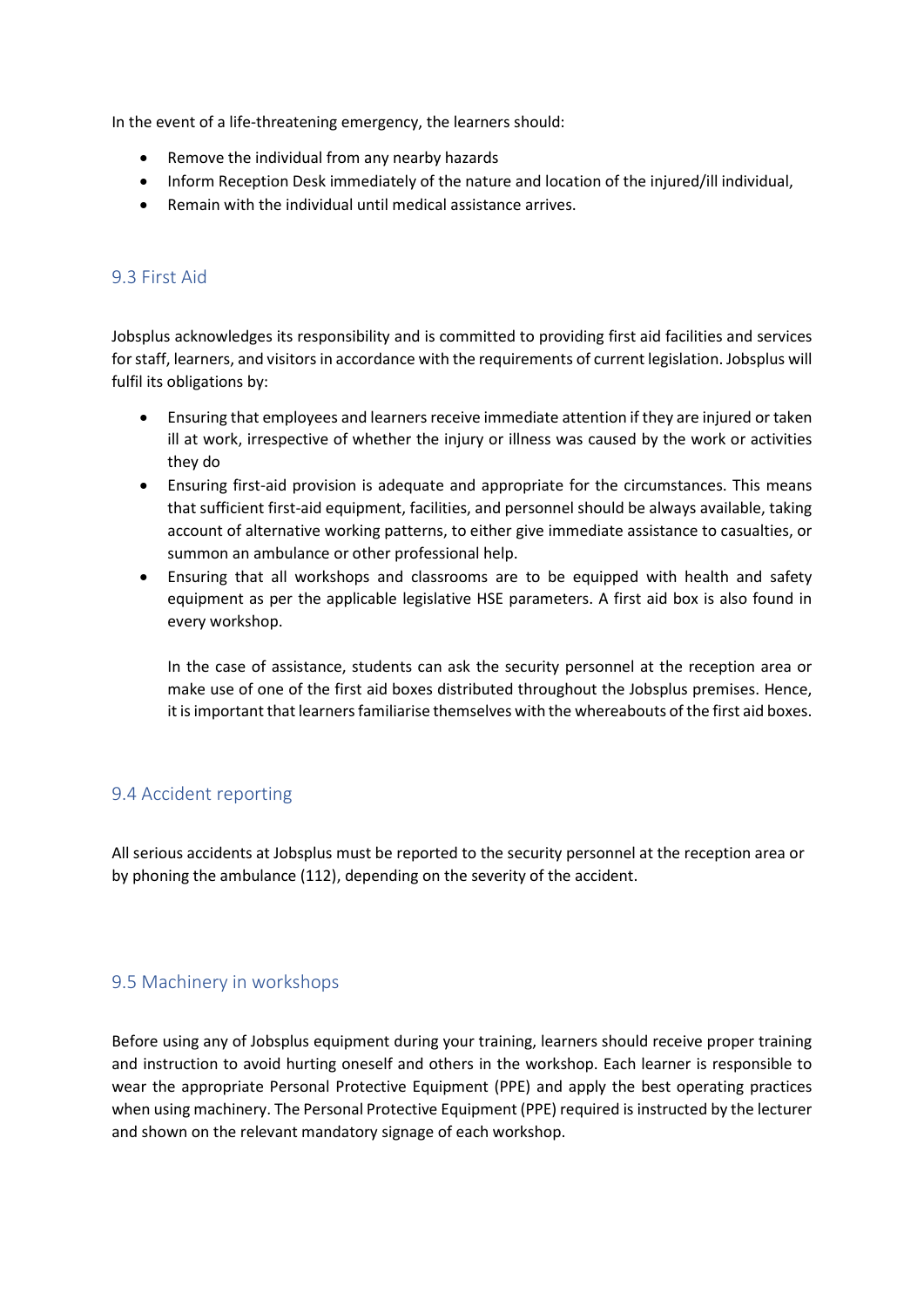In the event of a life-threatening emergency, the learners should:

- Remove the individual from any nearby hazards
- Inform Reception Desk immediately of the nature and location of the injured/ill individual,
- Remain with the individual until medical assistance arrives.

## 9.3 First Aid

Jobsplus acknowledges its responsibility and is committed to providing first aid facilities and services for staff, learners, and visitors in accordance with the requirements of current legislation. Jobsplus will fulfil its obligations by:

- Ensuring that employees and learners receive immediate attention if they are injured or taken ill at work, irrespective of whether the injury or illness was caused by the work or activities they do
- Ensuring first-aid provision is adequate and appropriate for the circumstances. This means that sufficient first-aid equipment, facilities, and personnel should be always available, taking account of alternative working patterns, to either give immediate assistance to casualties, or summon an ambulance or other professional help.
- Ensuring that all workshops and classrooms are to be equipped with health and safety equipment as per the applicable legislative HSE parameters. A first aid box is also found in every workshop.

  In the case of assistance, students can ask the security personnel at the reception area or make use of one of the first aid boxes distributed throughout the Jobsplus premises. Hence, it is important that learners familiarise themselves with the whereabouts of the first aid boxes.

## 9.4 Accident reporting

All serious accidents at Jobsplus must be reported to the security personnel at the reception area or by phoning the ambulance (112), depending on the severity of the accident.

## 9.5 Machinery in workshops

Before using any of Jobsplus equipment during your training, learners should receive proper training and instruction to avoid hurting oneself and others in the workshop. Each learner is responsible to wear the appropriate Personal Protective Equipment (PPE) and apply the best operating practices when using machinery. The Personal Protective Equipment (PPE) required is instructed by the lecturer and shown on the relevant mandatory signage of each workshop.